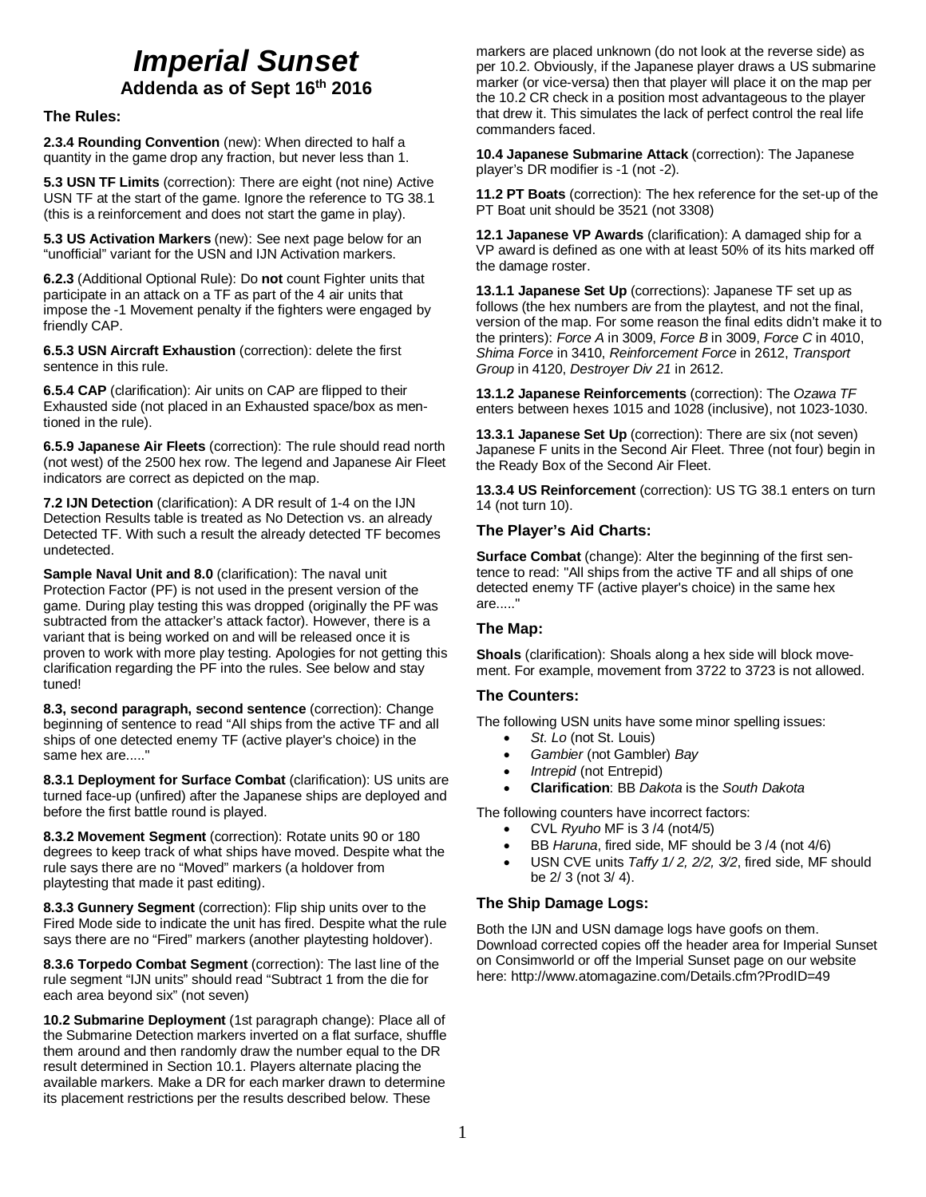# *Imperial Sunset*

## Addenda as of Sept 16th 2016

### The Rules:

**2.3.4 Rounding Convention** (new): When directed to half a quantity in the game drop any fraction, but never less than 1.

**5.3 USN TF Limits** (correction): There are eight (not nine) Active USN TF at the start of the game. Ignore the reference to TG 38.1 (this is a reinforcement and does not start the game in play).

**5.3 US Activation Markers** (new): See next page below for an "unofficial" variant for the USN and IJN Activation markers.

**6.2.3** (Additional Optional Rule): Do **not** count Fighter units that participate in an attack on a TF as part of the 4 air units that impose the -1 Movement penalty if the fighters were engaged by friendly CAP.

**6.5.3 USN Aircraft Exhaustion** (correction): delete the first sentence in this rule.

**6.5.4 CAP** (clarification): Air units on CAP are flipped to their Exhausted side (not placed in an Exhausted space/box as mentioned in the rule).

**6.5.9 Japanese Air Fleets** (correction): The rule should read north (not west) of the 2500 hex row. The legend and Japanese Air Fleet indicators are correct as depicted on the map.

**7.2 IJN Detection** (clarification): A DR result of 1-4 on the IJN Detection Results table is treated as No Detection vs. an already Detected TF. With such a result the already detected TF becomes undetected.

**Sample Naval Unit and 8.0** (clarification): The naval unit Protection Factor (PF) is not used in the present version of the game. During play testing this was dropped (originally the PF was subtracted from the attacker's attack factor). However, there is a variant that is being worked on and will be released once it is proven to work with more play testing. Apologies for not getting this clarification regarding the PF into the rules. See below and stay tuned!

**8.3, second paragraph, second sentence** (correction): Change beginning of sentence to read "All ships from the active TF and all ships of one detected enemy TF (active player's choice) in the same hex are....."

**8.3.1 Deployment for Surface Combat** (clarification): US units are turned face-up (unfired) after the Japanese ships are deployed and before the first battle round is played.

**8.3.2 Movement Segment** (correction): Rotate units 90 or 180 degrees to keep track of what ships have moved. Despite what the rule says there are no "Moved" markers (a holdover from playtesting that made it past editing).

**8.3.3 Gunnery Segment** (correction): Flip ship units over to the Fired Mode side to indicate the unit has fired. Despite what the rule says there are no "Fired" markers (another playtesting holdover).

**8.3.6 Torpedo Combat Segment** (correction): The last line of the rule segment "IJN units" should read "Subtract 1 from the die for each area beyond six" (not seven)

**10.2 Submarine Deployment** (1st paragraph change): Place all of the Submarine Detection markers inverted on a flat surface, shuffle them around and then randomly draw the number equal to the DR result determined in Section 10.1. Players alternate placing the available markers. Make a DR for each marker drawn to determine its placement restrictions per the results described below. These markers are placed unknown (do not look at the reverse side) as per 10.2. Obviously, if the Japanese player draws a US submarine marker (or vice-versa) then that player will place it on the map per the 10.2 CR check in a position most advantageous to the player that drew it. This simulates the lack of perfect control the real life commanders faced.

**10.4 Japanese Submarine Attack** (correction): The Japanese player's DR modifier is -1 (not -2).

**11.2 PT Boats** (correction): The hex reference for the set-up of the PT Boat unit should be 3521 (not 3308)

**12.1 Japanese VP Awards** (clarification): A damaged ship for a VP award is defined as one with at least 50% of its hits marked off the damage roster.

**13.1.1 Japanese Set Up** (corrections): Japanese TF set up as follows (the hex numbers are from the playtest, and not the final, version of the map. For some reason the final edits didn't make it to the printers): *Force A* in 3009, *Force B* in 3009, *Force C* in 4010, *Shima Force* in 3410, *Reinforcement Force* in 2612, *Transport Group* in 4120, *Destroyer Div 21* in 2612.

**13.1.2 Japanese Reinforcements** (correction): The *Ozawa TF* enters between hexes 1015 and 1028 (inclusive), not 1023-1030.

**13.3.1 Japanese Set Up** (correction): There are six (not seven) Japanese F units in the Second Air Fleet. Three (not four) begin in the Ready Box of the Second Air Fleet.

**13.3.4 US Reinforcement** (correction): US TG 38.1 enters on turn 14 (not turn 10).

### The Player's Aid Charts:

**Surface Combat** (change): Alter the beginning of the first sentence to read: "All ships from the active TF and all ships of one detected enemy TF (active player's choice) in the same hex are....."

### The Map:

**Shoals** (clarification): Shoals along a hex side will block movement. For example, movement from 3722 to 3723 is not allowed.

### The Counters:

The following USN units have some minor spelling issues:

- *St. Lo* (not St. Louis)
- *Gambier* (not Gambler) *Bay*
- *Intrepid* (not Entrepid)
- **Clarification**: BB *Dakota* is the *South Dakota*

The following counters have incorrect factors:

- CVL *Ryuho* MF is 3 /4 (not4/5)
- BB *Haruna*, fired side, MF should be 3 /4 (not 4/6)
- USN CVE units *Taffy 1/ 2, 2/2, 3/2*, fired side, MF should be 2/ 3 (not 3/ 4).

### The Ship Damage Logs:

Both the IJN and USN damage logs have goofs on them. Download corrected copies off the header area for Imperial Sunset on Consimworld or off the Imperial Sunset page on our website here: http://www.atomagazine.com/Details.cfm?ProdID=49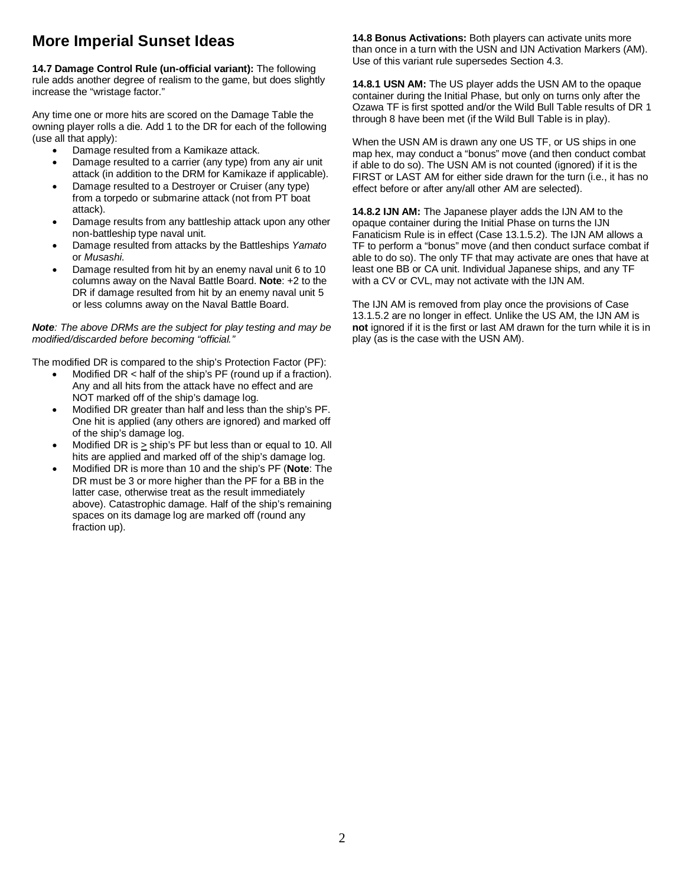# More Imperial Sunset Ideas

**14.7 Damage Control Rule (un-official variant):** The following rule adds another degree of realism to the game, but does slightly increase the "wristage factor."

Any time one or more hits are scored on the Damage Table the owning player rolls a die. Add 1 to the DR for each of the following (use all that apply):

- Damage resulted from a Kamikaze attack.
- Damage resulted to a carrier (any type) from any air unit attack (in addition to the DRM for Kamikaze if applicable).
- Damage resulted to a Destroyer or Cruiser (any type) from a torpedo or submarine attack (not from PT boat attack).
- Damage results from any battleship attack upon any other non-battleship type naval unit.
- Damage resulted from attacks by the Battleships *Yamato* or *Musashi*.
- Damage resulted from hit by an enemy naval unit 6 to 10 columns away on the Naval Battle Board. **Note**: +2 to the DR if damage resulted from hit by an enemy naval unit 5 or less columns away on the Naval Battle Board.

***Note**: The above DRMs are the subject for play testing and may be modified/discarded before becoming "official."*

The modified DR is compared to the ship's Protection Factor (PF):

- Modified DR < half of the ship's PF (round up if a fraction). Any and all hits from the attack have no effect and are NOT marked off of the ship's damage log.
- Modified DR greater than half and less than the ship's PF. One hit is applied (any others are ignored) and marked off of the ship's damage log.
- Modified DR is ≥ ship's PF but less than or equal to 10. All hits are applied and marked off of the ship's damage log.
- Modified DR is more than 10 and the ship's PF (**Note**: The DR must be 3 or more higher than the PF for a BB in the latter case, otherwise treat as the result immediately above). Catastrophic damage. Half of the ship's remaining spaces on its damage log are marked off (round any fraction up).

**14.8 Bonus Activations:** Both players can activate units more than once in a turn with the USN and IJN Activation Markers (AM). Use of this variant rule supersedes Section 4.3.

**14.8.1 USN AM:** The US player adds the USN AM to the opaque container during the Initial Phase, but only on turns only after the Ozawa TF is first spotted and/or the Wild Bull Table results of DR 1 through 8 have been met (if the Wild Bull Table is in play).

When the USN AM is drawn any one US TF, or US ships in one map hex, may conduct a "bonus" move (and then conduct combat if able to do so). The USN AM is not counted (ignored) if it is the FIRST or LAST AM for either side drawn for the turn (i.e., it has no effect before or after any/all other AM are selected).

**14.8.2 IJN AM:** The Japanese player adds the IJN AM to the opaque container during the Initial Phase on turns the IJN Fanaticism Rule is in effect (Case 13.1.5.2). The IJN AM allows a TF to perform a "bonus" move (and then conduct surface combat if able to do so). The only TF that may activate are ones that have at least one BB or CA unit. Individual Japanese ships, and any TF with a CV or CVL, may not activate with the IJN AM.

The IJN AM is removed from play once the provisions of Case 13.1.5.2 are no longer in effect. Unlike the US AM, the IJN AM is **not** ignored if it is the first or last AM drawn for the turn while it is in play (as is the case with the USN AM).